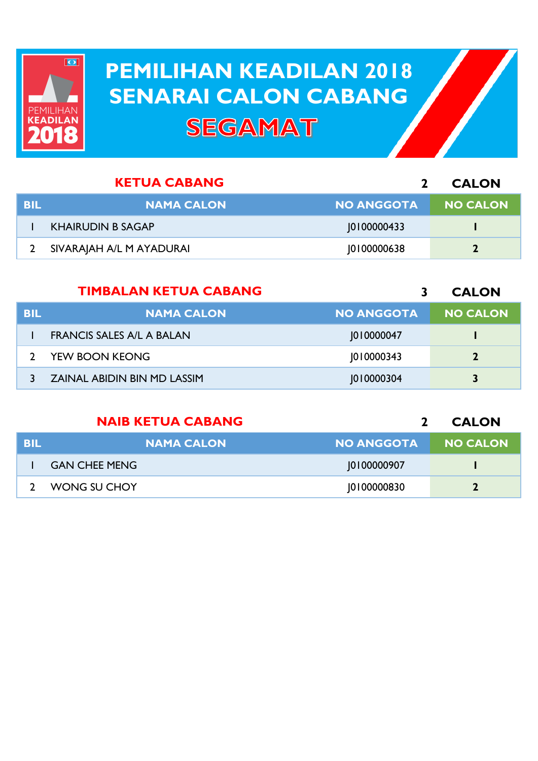# PEMILIHAN KEADILAN 2018
# SENARAI CALON CABANG
# SEGAMAT

## KETUA CABANG

**2 CALON**

| BIL | NAMA CALON | NO ANGGOTA | NO CALON |
|---|---|---|---|
| 1 | KHAIRUDIN B SAGAP | J0100000433 | 1 |
| 2 | SIVARAJAH A/L M AYADURAI | J0100000638 | 2 |

## TIMBALAN KETUA CABANG

**3 CALON**

| BIL | NAMA CALON | NO ANGGOTA | NO CALON |
|---|---|---|---|
| 1 | FRANCIS SALES A/L A BALAN | J010000047 | 1 |
| 2 | YEW BOON KEONG | J010000343 | 2 |
| 3 | ZAINAL ABIDIN BIN MD LASSIM | J010000304 | 3 |

## NAIB KETUA CABANG

**2 CALON**

| BIL | NAMA CALON | NO ANGGOTA | NO CALON |
|---|---|---|---|
| 1 | GAN CHEE MENG | J0100000907 | 1 |
| 2 | WONG SU CHOY | J0100000830 | 2 |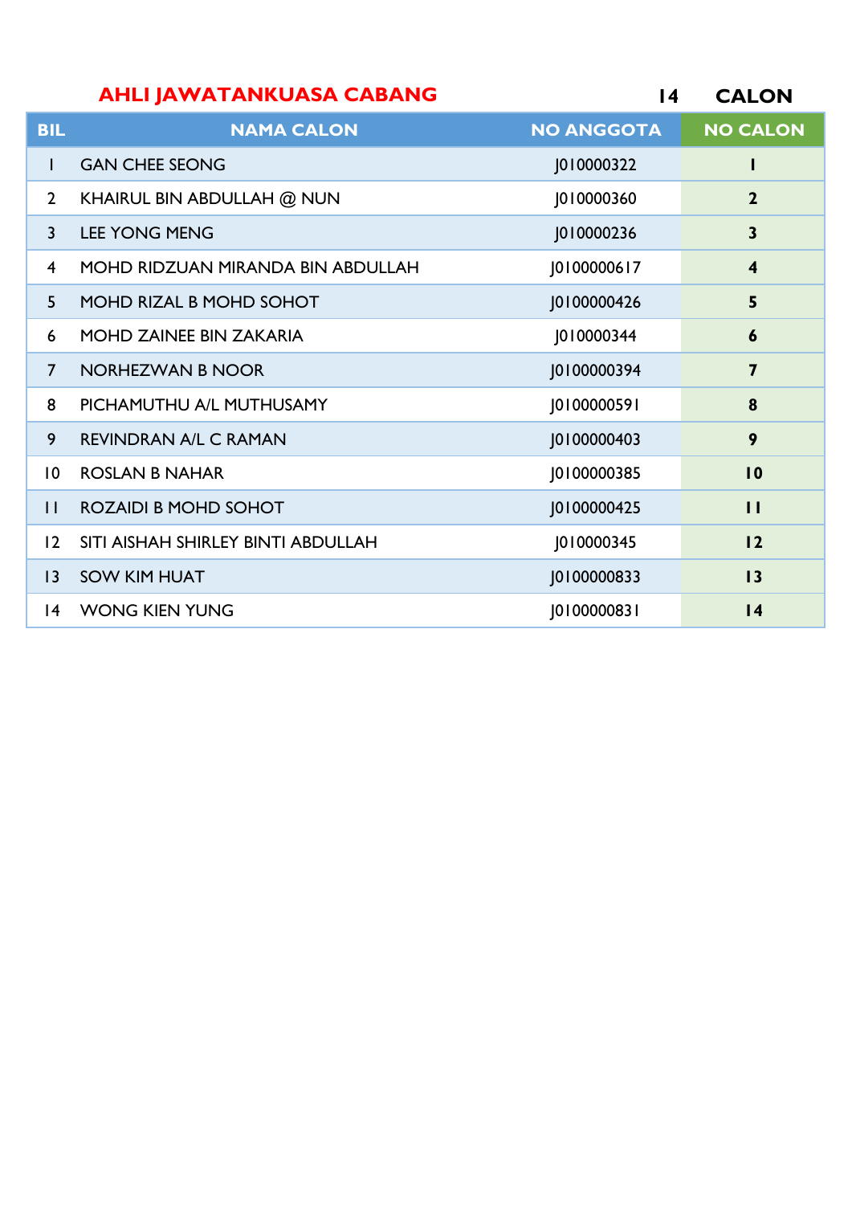**AHLI JAWATANKUASA CABANG** 14 **CALON**

| BIL | NAMA CALON | NO ANGGOTA | NO CALON |
|---|---|---|---|
| 1 | GAN CHEE SEONG | J010000322 | **1** |
| 2 | KHAIRUL BIN ABDULLAH @ NUN | J010000360 | **2** |
| 3 | LEE YONG MENG | J010000236 | **3** |
| 4 | MOHD RIDZUAN MIRANDA BIN ABDULLAH | J0100000617 | **4** |
| 5 | MOHD RIZAL B MOHD SOHOT | J0100000426 | **5** |
| 6 | MOHD ZAINEE BIN ZAKARIA | J010000344 | **6** |
| 7 | NORHEZWAN B NOOR | J0100000394 | **7** |
| 8 | PICHAMUTHU A/L MUTHUSAMY | J0100000591 | **8** |
| 9 | REVINDRAN A/L C RAMAN | J0100000403 | **9** |
| 10 | ROSLAN B NAHAR | J0100000385 | **10** |
| 11 | ROZAIDI B MOHD SOHOT | J0100000425 | **11** |
| 12 | SITI AISHAH SHIRLEY BINTI ABDULLAH | J010000345 | **12** |
| 13 | SOW KIM HUAT | J0100000833 | **13** |
| 14 | WONG KIEN YUNG | J0100000831 | **14** |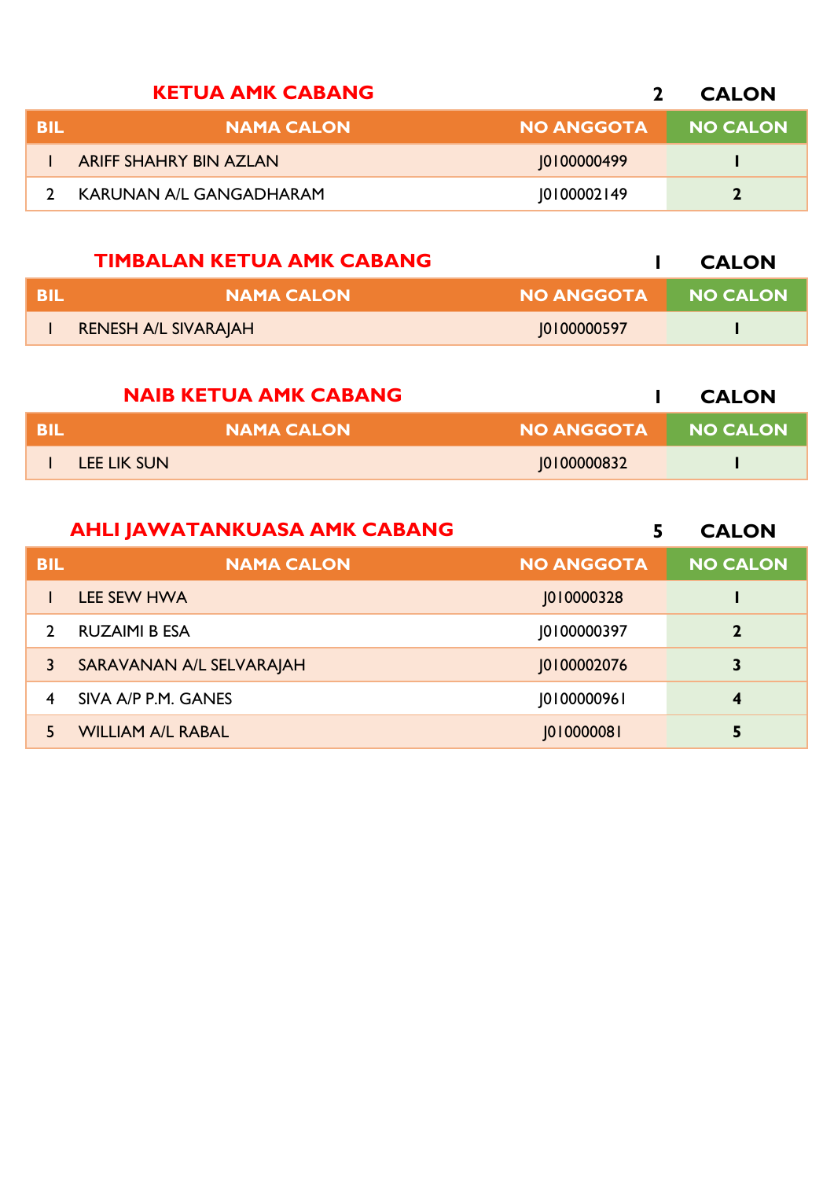## KETUA AMK CABANG

**2 CALON**

| BIL | NAMA CALON | NO ANGGOTA | NO CALON |
|---|---|---|---|
| 1 | ARIFF SHAHRY BIN AZLAN | J0100000499 | 1 |
| 2 | KARUNAN A/L GANGADHARAM | J0100002149 | 2 |

## TIMBALAN KETUA AMK CABANG

**1 CALON**

| BIL | NAMA CALON | NO ANGGOTA | NO CALON |
|---|---|---|---|
| 1 | RENESH A/L SIVARAJAH | J0100000597 | 1 |

## NAIB KETUA AMK CABANG

**1 CALON**

| BIL | NAMA CALON | NO ANGGOTA | NO CALON |
|---|---|---|---|
| 1 | LEE LIK SUN | J0100000832 | 1 |

## AHLI JAWATANKUASA AMK CABANG

**5 CALON**

| BIL | NAMA CALON | NO ANGGOTA | NO CALON |
|---|---|---|---|
| 1 | LEE SEW HWA | J010000328 | 1 |
| 2 | RUZAIMI B ESA | J0100000397 | 2 |
| 3 | SARAVANAN A/L SELVARAJAH | J0100002076 | 3 |
| 4 | SIVA A/P P.M. GANES | J0100000961 | 4 |
| 5 | WILLIAM A/L RABAL | J010000081 | 5 |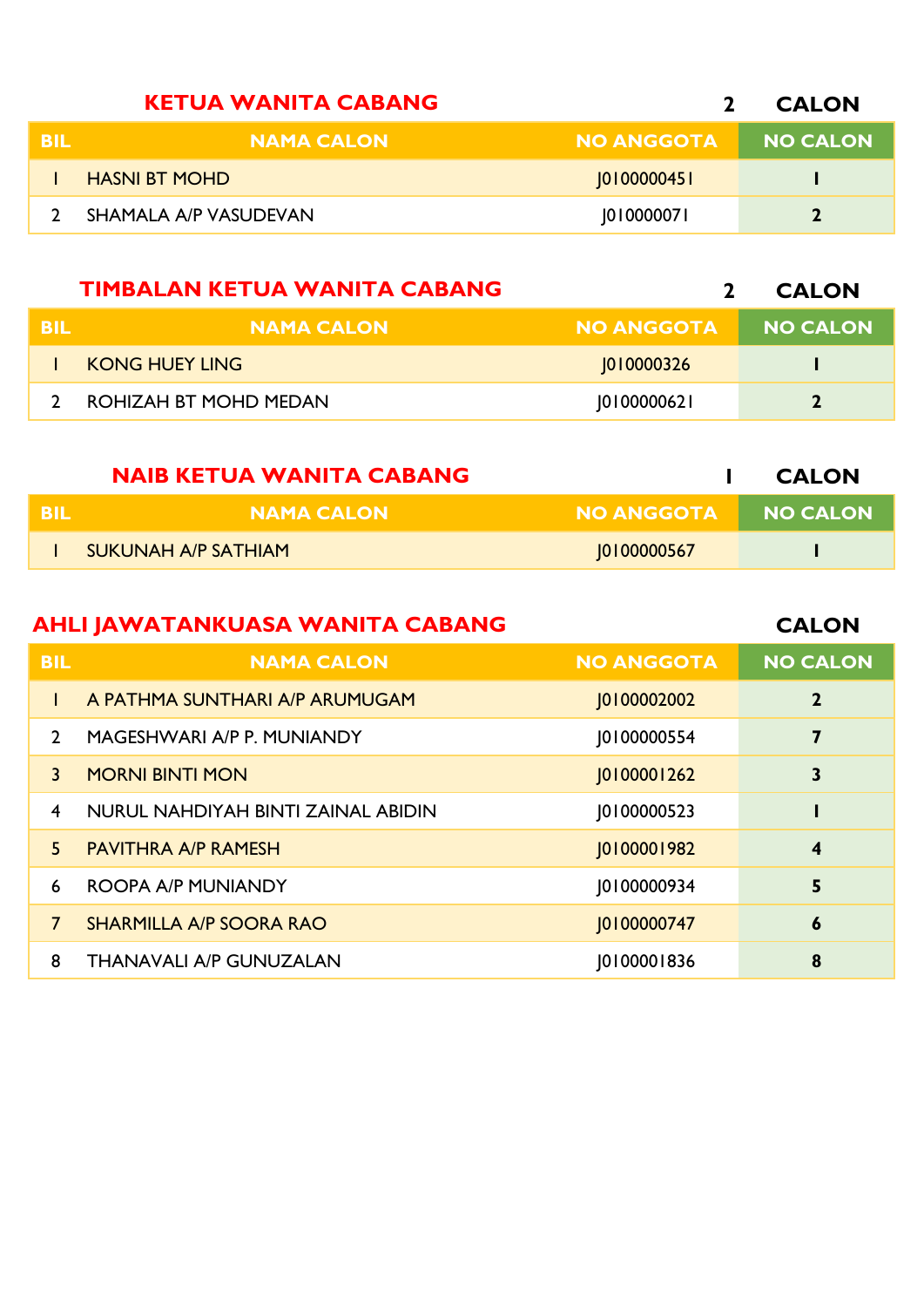## KETUA WANITA CABANG

**2 CALON**

| BIL | NAMA CALON | NO ANGGOTA | NO CALON |
|---|---|---|---|
| 1 | HASNI BT MOHD | J0100000451 | 1 |
| 2 | SHAMALA A/P VASUDEVAN | J010000071 | 2 |

## TIMBALAN KETUA WANITA CABANG

**2 CALON**

| BIL | NAMA CALON | NO ANGGOTA | NO CALON |
|---|---|---|---|
| 1 | KONG HUEY LING | J010000326 | 1 |
| 2 | ROHIZAH BT MOHD MEDAN | J0100000621 | 2 |

## NAIB KETUA WANITA CABANG

**1 CALON**

| BIL | NAMA CALON | NO ANGGOTA | NO CALON |
|---|---|---|---|
| 1 | SUKUNAH A/P SATHIAM | J0100000567 | 1 |

## AHLI JAWATANKUASA WANITA CABANG

**CALON**

| BIL | NAMA CALON | NO ANGGOTA | NO CALON |
|---|---|---|---|
| 1 | A PATHMA SUNTHARI A/P ARUMUGAM | J0100002002 | 2 |
| 2 | MAGESHWARI A/P P. MUNIANDY | J0100000554 | 7 |
| 3 | MORNI BINTI MON | J0100001262 | 3 |
| 4 | NURUL NAHDIYAH BINTI ZAINAL ABIDIN | J0100000523 | 1 |
| 5 | PAVITHRA A/P RAMESH | J0100001982 | 4 |
| 6 | ROOPA A/P MUNIANDY | J0100000934 | 5 |
| 7 | SHARMILLA A/P SOORA RAO | J0100000747 | 6 |
| 8 | THANAVALI A/P GUNUZALAN | J0100001836 | 8 |